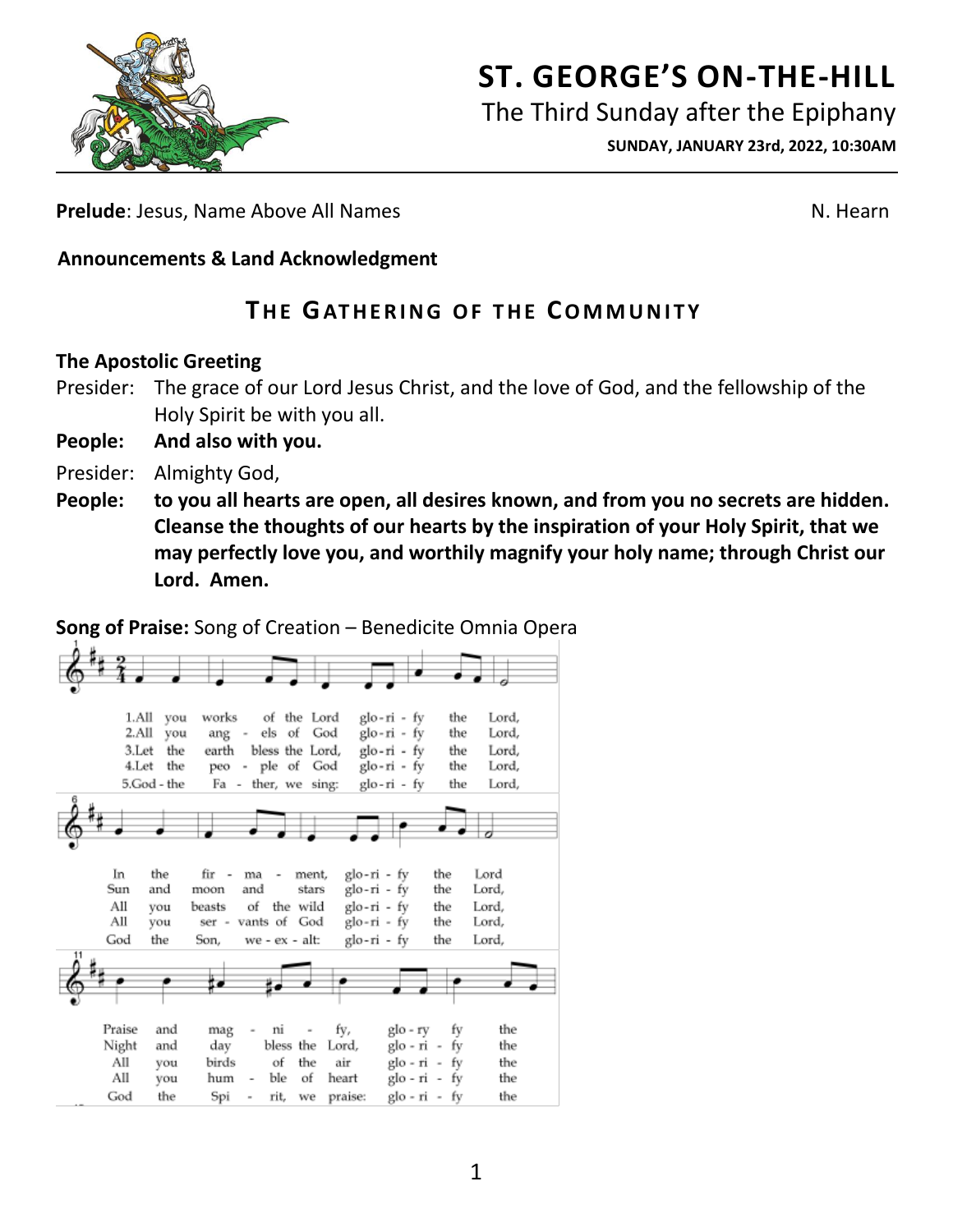# ST. GEORGE'S ON-THE-HILL

The Third Sunday after the Epiphany

**SUNDAY, JANUARY 23rd, 2022, 10:30AM**

**Prelude**: Jesus, Name Above All Names — N. Hearn

**Announcements & Land Acknowledgment**

## THE GATHERING OF THE COMMUNITY

**The Apostolic Greeting**

Presider: The grace of our Lord Jesus Christ, and the love of God, and the fellowship of the Holy Spirit be with you all.

**People: And also with you.**

Presider: Almighty God,

**People: to you all hearts are open, all desires known, and from you no secrets are hidden. Cleanse the thoughts of our hearts by the inspiration of your Holy Spirit, that we may perfectly love you, and worthily magnify your holy name; through Christ our Lord. Amen.**

**Song of Praise:** Song of Creation – Benedicite Omnia Opera

1. All you works of the Lord glo-ri-fy the Lord, In the fir-ma-ment, glo-ri-fy the Lord Praise and mag-ni-fy, glo-ry fy the
2. All you ang-els of God glo-ri-fy the Lord, Sun and moon and stars glo-ri-fy the Lord, Night and day bless the Lord, glo-ri-fy the
3. Let the earth bless the Lord, glo-ri-fy the Lord, All you beasts of the wild glo-ri-fy the Lord, All you birds of the air glo-ri-fy the
4. Let the peo-ple of God glo-ri-fy the Lord, All you ser-vants of God glo-ri-fy the Lord, All you hum-ble of heart glo-ri-fy the
5. God - the Fa-ther, we sing: glo-ri-fy the Lord, God the Son, we-ex-alt: glo-ri-fy the Lord, God the Spi-rit, we praise: glo-ri-fy the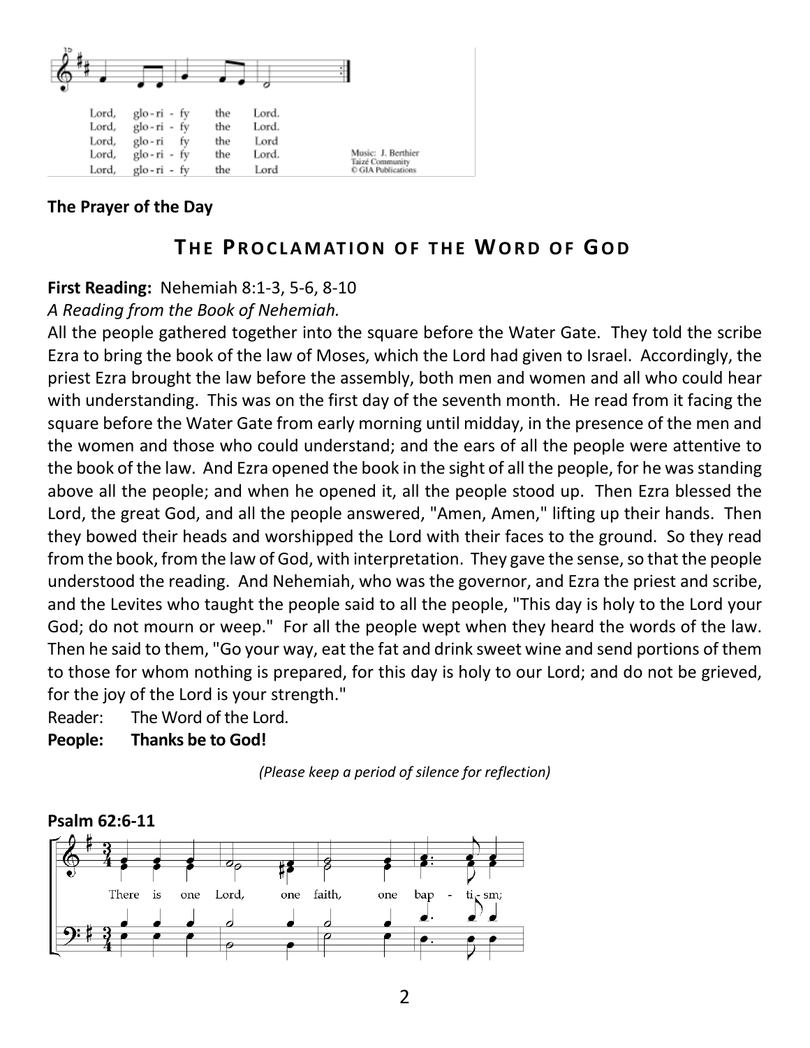Lord, glo-ri - fy the Lord.
Lord, glo-ri - fy the Lord.
Lord, glo-ri fy the Lord
Lord, glo-ri - fy the Lord.
Lord, glo-ri - fy the Lord

Music: J. Berthier
Taizé Community
© GIA Publications

**The Prayer of the Day**

## THE PROCLAMATION OF THE WORD OF GOD

**First Reading:** Nehemiah 8:1-3, 5-6, 8-10

*A Reading from the Book of Nehemiah.*

All the people gathered together into the square before the Water Gate. They told the scribe Ezra to bring the book of the law of Moses, which the Lord had given to Israel. Accordingly, the priest Ezra brought the law before the assembly, both men and women and all who could hear with understanding. This was on the first day of the seventh month. He read from it facing the square before the Water Gate from early morning until midday, in the presence of the men and the women and those who could understand; and the ears of all the people were attentive to the book of the law. And Ezra opened the book in the sight of all the people, for he was standing above all the people; and when he opened it, all the people stood up. Then Ezra blessed the Lord, the great God, and all the people answered, "Amen, Amen," lifting up their hands. Then they bowed their heads and worshipped the Lord with their faces to the ground. So they read from the book, from the law of God, with interpretation. They gave the sense, so that the people understood the reading. And Nehemiah, who was the governor, and Ezra the priest and scribe, and the Levites who taught the people said to all the people, "This day is holy to the Lord your God; do not mourn or weep." For all the people wept when they heard the words of the law. Then he said to them, "Go your way, eat the fat and drink sweet wine and send portions of them to those for whom nothing is prepared, for this day is holy to our Lord; and do not be grieved, for the joy of the Lord is your strength."

Reader: The Word of the Lord.

**People: Thanks be to God!**

*(Please keep a period of silence for reflection)*

**Psalm 62:6-11**

There is one Lord, one faith, one bap - ti - sm;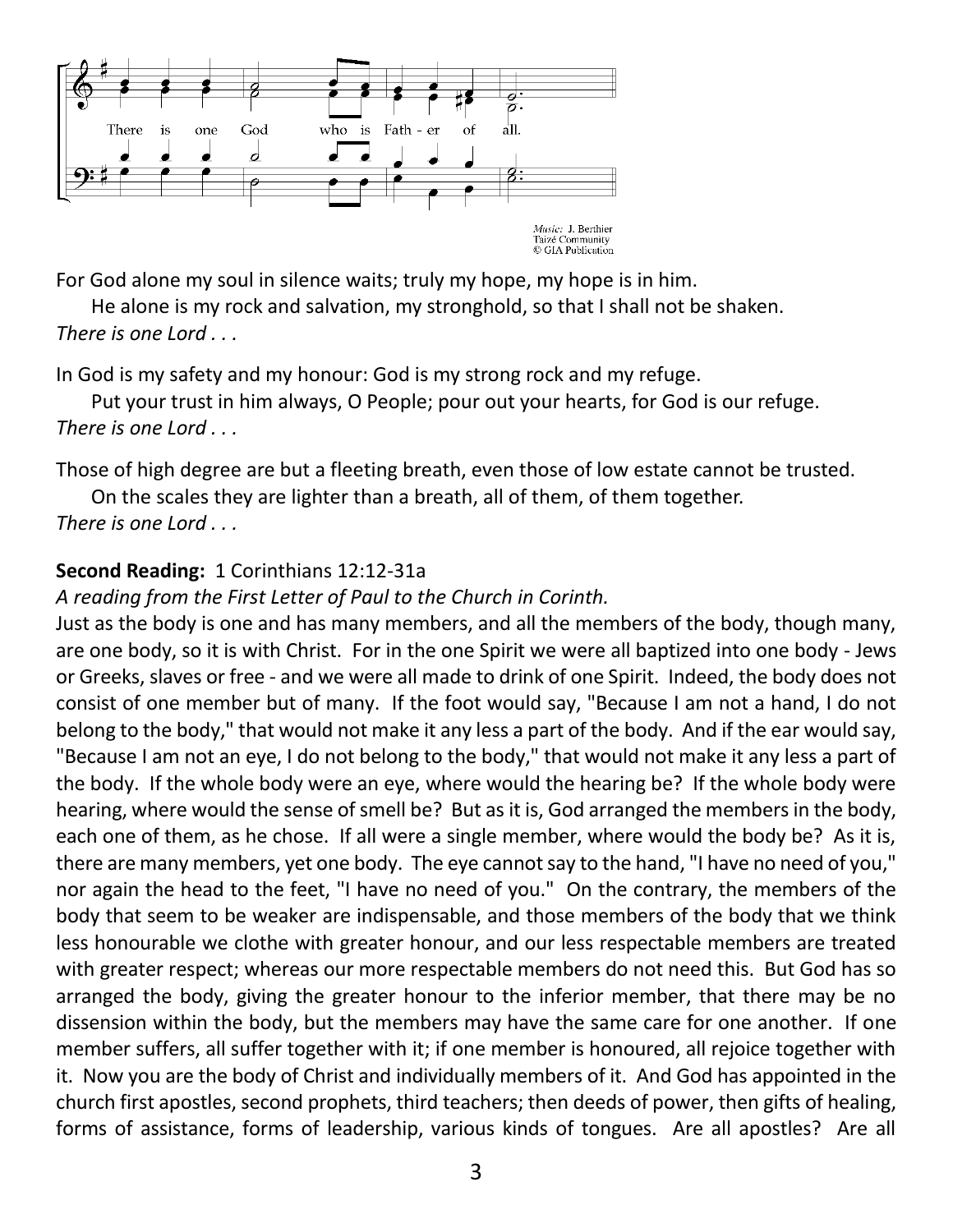There is one God who is Fath - er of all.

*Music:* J. Berthier
Taizé Community
© GIA Publication

For God alone my soul in silence waits; truly my hope, my hope is in him.
He alone is my rock and salvation, my stronghold, so that I shall not be shaken.
*There is one Lord . . .*

In God is my safety and my honour: God is my strong rock and my refuge.
Put your trust in him always, O People; pour out your hearts, for God is our refuge.
*There is one Lord . . .*

Those of high degree are but a fleeting breath, even those of low estate cannot be trusted.
On the scales they are lighter than a breath, all of them, of them together.
*There is one Lord . . .*

**Second Reading:** 1 Corinthians 12:12-31a

*A reading from the First Letter of Paul to the Church in Corinth.*

Just as the body is one and has many members, and all the members of the body, though many, are one body, so it is with Christ. For in the one Spirit we were all baptized into one body - Jews or Greeks, slaves or free - and we were all made to drink of one Spirit. Indeed, the body does not consist of one member but of many. If the foot would say, "Because I am not a hand, I do not belong to the body," that would not make it any less a part of the body. And if the ear would say, "Because I am not an eye, I do not belong to the body," that would not make it any less a part of the body. If the whole body were an eye, where would the hearing be? If the whole body were hearing, where would the sense of smell be? But as it is, God arranged the members in the body, each one of them, as he chose. If all were a single member, where would the body be? As it is, there are many members, yet one body. The eye cannot say to the hand, "I have no need of you," nor again the head to the feet, "I have no need of you." On the contrary, the members of the body that seem to be weaker are indispensable, and those members of the body that we think less honourable we clothe with greater honour, and our less respectable members are treated with greater respect; whereas our more respectable members do not need this. But God has so arranged the body, giving the greater honour to the inferior member, that there may be no dissension within the body, but the members may have the same care for one another. If one member suffers, all suffer together with it; if one member is honoured, all rejoice together with it. Now you are the body of Christ and individually members of it. And God has appointed in the church first apostles, second prophets, third teachers; then deeds of power, then gifts of healing, forms of assistance, forms of leadership, various kinds of tongues. Are all apostles? Are all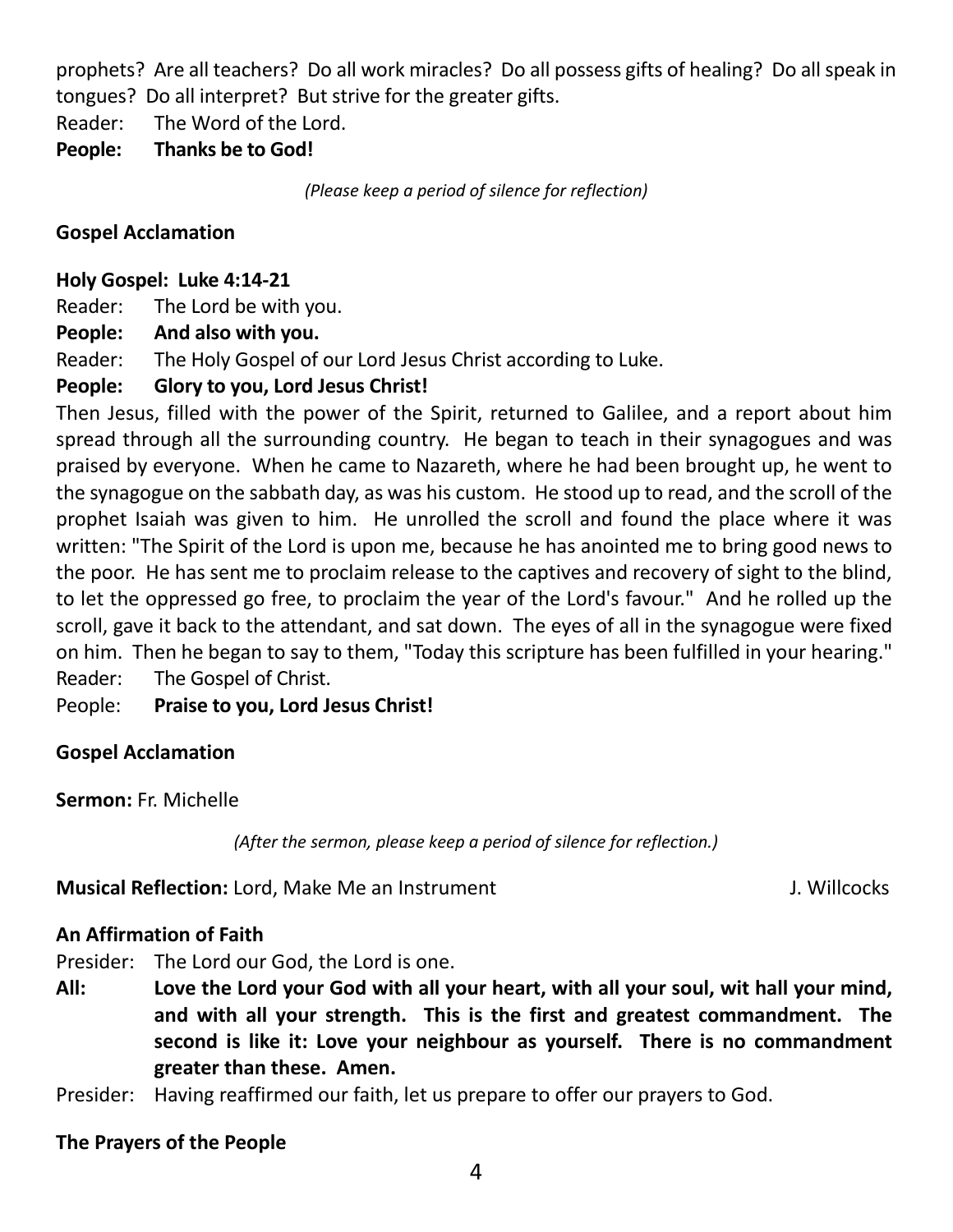prophets? Are all teachers? Do all work miracles? Do all possess gifts of healing? Do all speak in tongues? Do all interpret? But strive for the greater gifts.

Reader: The Word of the Lord.

**People: Thanks be to God!**

*(Please keep a period of silence for reflection)*

**Gospel Acclamation**

**Holy Gospel: Luke 4:14-21**

Reader: The Lord be with you.

**People: And also with you.**

Reader: The Holy Gospel of our Lord Jesus Christ according to Luke.

**People: Glory to you, Lord Jesus Christ!**

Then Jesus, filled with the power of the Spirit, returned to Galilee, and a report about him spread through all the surrounding country. He began to teach in their synagogues and was praised by everyone. When he came to Nazareth, where he had been brought up, he went to the synagogue on the sabbath day, as was his custom. He stood up to read, and the scroll of the prophet Isaiah was given to him. He unrolled the scroll and found the place where it was written: "The Spirit of the Lord is upon me, because he has anointed me to bring good news to the poor. He has sent me to proclaim release to the captives and recovery of sight to the blind, to let the oppressed go free, to proclaim the year of the Lord's favour." And he rolled up the scroll, gave it back to the attendant, and sat down. The eyes of all in the synagogue were fixed on him. Then he began to say to them, "Today this scripture has been fulfilled in your hearing."

Reader: The Gospel of Christ.

People: **Praise to you, Lord Jesus Christ!**

**Gospel Acclamation**

**Sermon:** Fr. Michelle

*(After the sermon, please keep a period of silence for reflection.)*

**Musical Reflection:** Lord, Make Me an Instrument J. Willcocks

**An Affirmation of Faith**

Presider: The Lord our God, the Lord is one.

**All: Love the Lord your God with all your heart, with all your soul, wit hall your mind, and with all your strength. This is the first and greatest commandment. The second is like it: Love your neighbour as yourself. There is no commandment greater than these. Amen.**

Presider: Having reaffirmed our faith, let us prepare to offer our prayers to God.

**The Prayers of the People**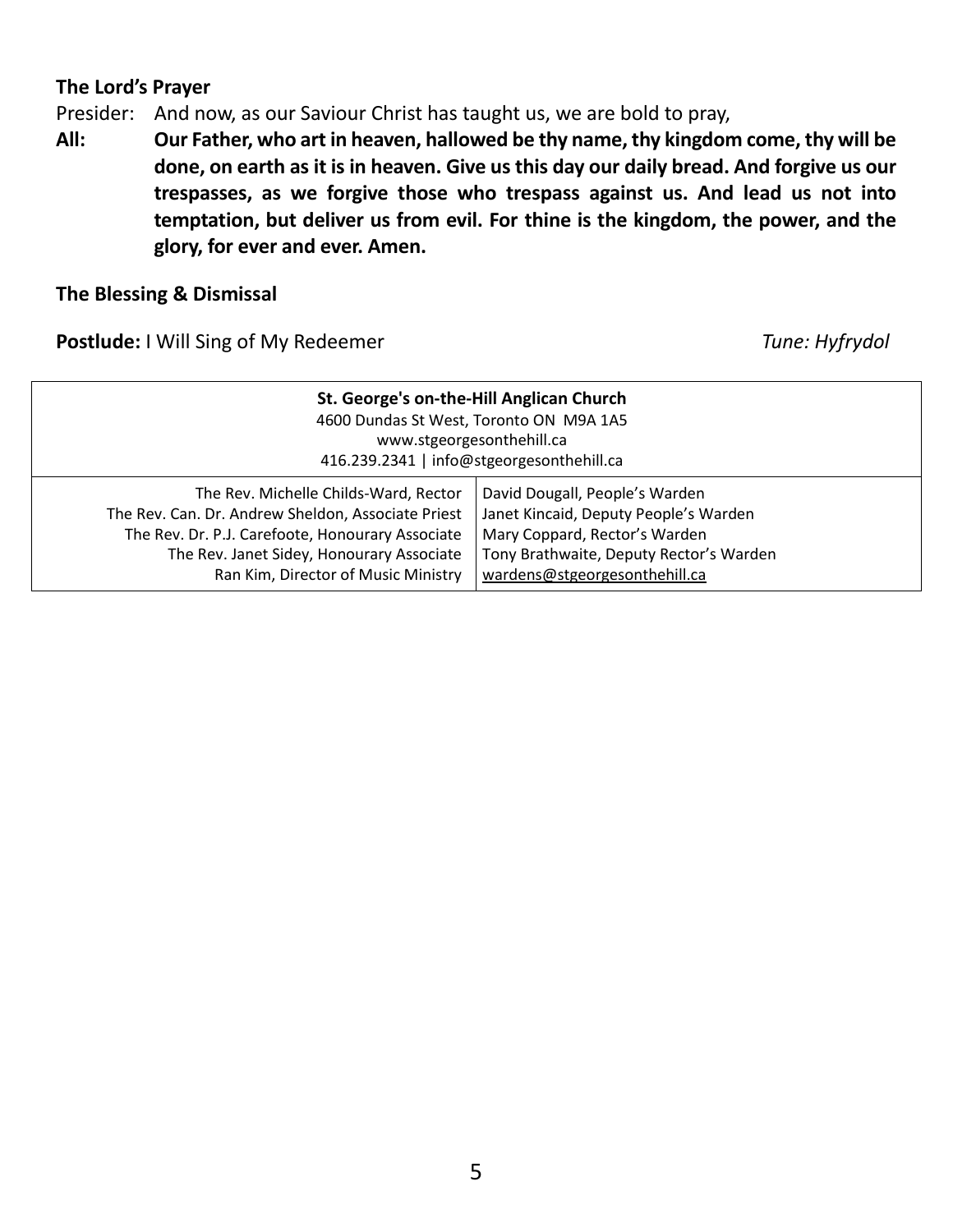### The Lord's Prayer

Presider: And now, as our Saviour Christ has taught us, we are bold to pray,

**All:** **Our Father, who art in heaven, hallowed be thy name, thy kingdom come, thy will be done, on earth as it is in heaven. Give us this day our daily bread. And forgive us our trespasses, as we forgive those who trespass against us. And lead us not into temptation, but deliver us from evil. For thine is the kingdom, the power, and the glory, for ever and ever. Amen.**

### The Blessing & Dismissal

**Postlude:** I Will Sing of My Redeemer *Tune: Hyfrydol*

**St. George's on-the-Hill Anglican Church**
4600 Dundas St West, Toronto ON M9A 1A5
www.stgeorgesonthehill.ca
416.239.2341 | info@stgeorgesonthehill.ca

| | |
|---|---|
| The Rev. Michelle Childs-Ward, Rector | David Dougall, People's Warden |
| The Rev. Can. Dr. Andrew Sheldon, Associate Priest | Janet Kincaid, Deputy People's Warden |
| The Rev. Dr. P.J. Carefoote, Honourary Associate | Mary Coppard, Rector's Warden |
| The Rev. Janet Sidey, Honourary Associate | Tony Brathwaite, Deputy Rector's Warden |
| Ran Kim, Director of Music Ministry | wardens@stgeorgesonthehill.ca |